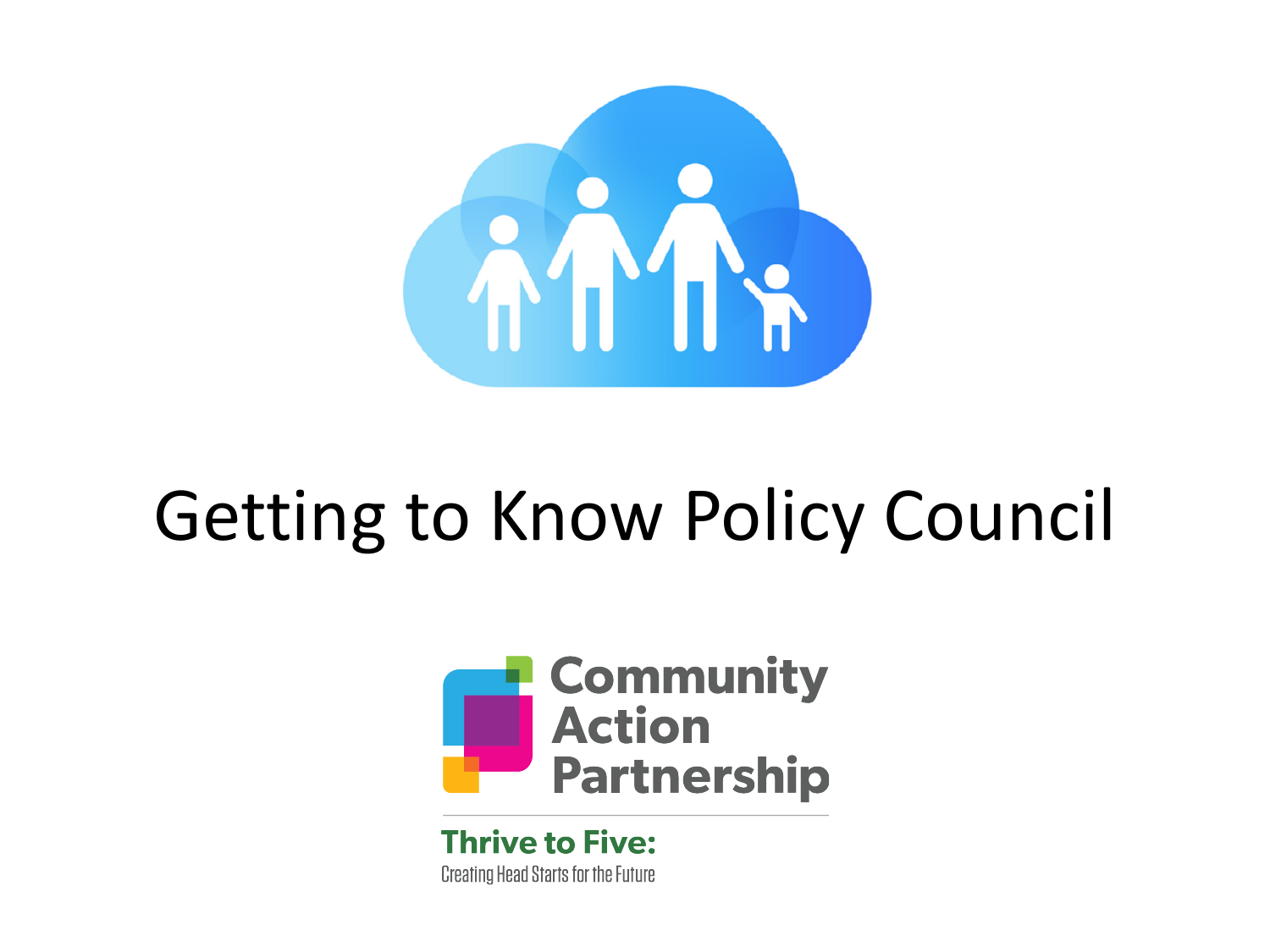# Getting to Know Policy Council

Community Action Partnership

**Thrive to Five:**

Creating Head Starts for the Future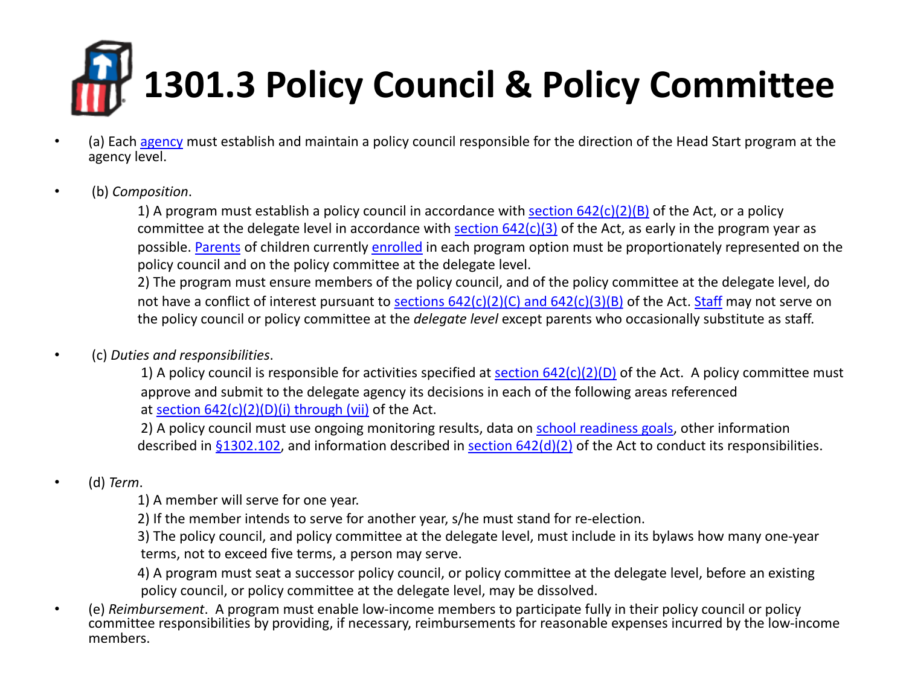# 1301.3 Policy Council & Policy Committee

- (a) Each agency must establish and maintain a policy council responsible for the direction of the Head Start program at the agency level.

- (b) *Composition*.

  1) A program must establish a policy council in accordance with section 642(c)(2)(B) of the Act, or a policy committee at the delegate level in accordance with section 642(c)(3) of the Act, as early in the program year as possible. Parents of children currently enrolled in each program option must be proportionately represented on the policy council and on the policy committee at the delegate level.

  2) The program must ensure members of the policy council, and of the policy committee at the delegate level, do not have a conflict of interest pursuant to sections 642(c)(2)(C) and 642(c)(3)(B) of the Act. Staff may not serve on the policy council or policy committee at the *delegate level* except parents who occasionally substitute as staff.

- (c) *Duties and responsibilities*.

  1) A policy council is responsible for activities specified at section 642(c)(2)(D) of the Act. A policy committee must approve and submit to the delegate agency its decisions in each of the following areas referenced at section 642(c)(2)(D)(i) through (vii) of the Act.

  2) A policy council must use ongoing monitoring results, data on school readiness goals, other information described in §1302.102, and information described in section 642(d)(2) of the Act to conduct its responsibilities.

- (d) *Term*.

  1) A member will serve for one year.

  2) If the member intends to serve for another year, s/he must stand for re-election.

  3) The policy council, and policy committee at the delegate level, must include in its bylaws how many one-year terms, not to exceed five terms, a person may serve.

  4) A program must seat a successor policy council, or policy committee at the delegate level, before an existing policy council, or policy committee at the delegate level, may be dissolved.

- (e) *Reimbursement*. A program must enable low-income members to participate fully in their policy council or policy committee responsibilities by providing, if necessary, reimbursements for reasonable expenses incurred by the low-income members.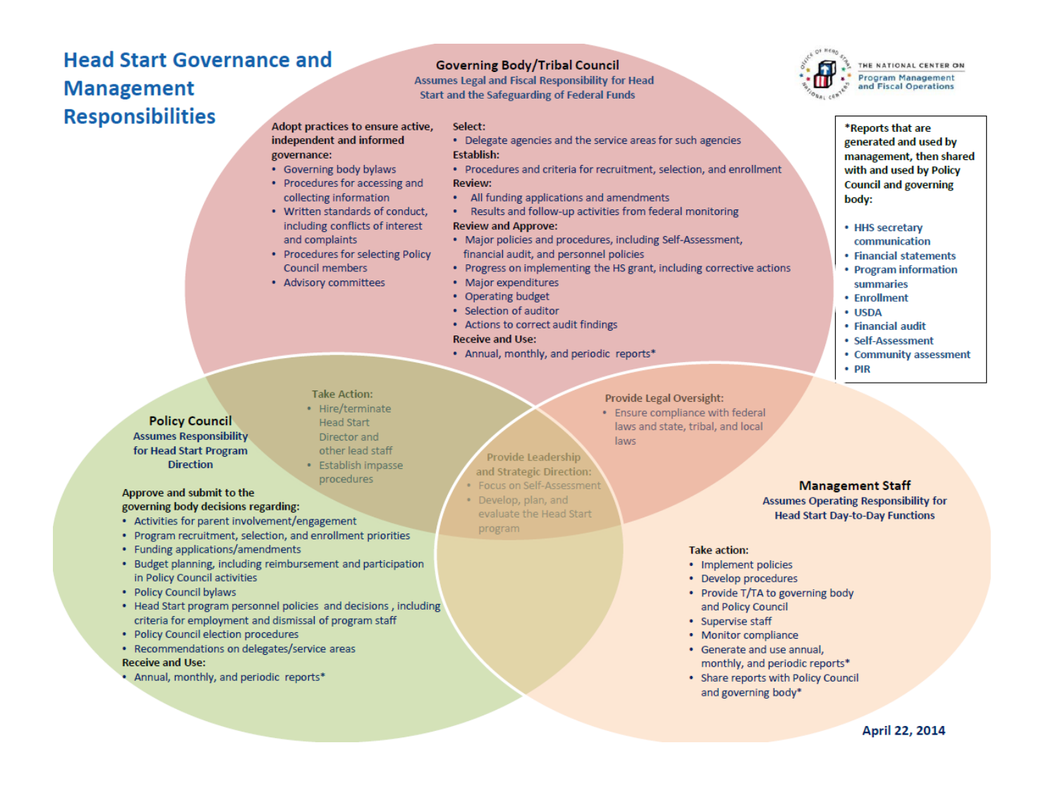# Head Start Governance and Management Responsibilities

THE NATIONAL CENTER ON Program Management and Fiscal Operations

## Governing Body/Tribal Council

Assumes Legal and Fiscal Responsibility for Head Start and the Safeguarding of Federal Funds

**Adopt practices to ensure active, independent and informed governance:**

- Governing body bylaws
- Procedures for accessing and collecting information
- Written standards of conduct, including conflicts of interest and complaints
- Procedures for selecting Policy Council members
- Advisory committees

**Select:**

- Delegate agencies and the service areas for such agencies

**Establish:**

- Procedures and criteria for recruitment, selection, and enrollment

**Review:**

- All funding applications and amendments
- Results and follow-up activities from federal monitoring

**Review and Approve:**

- Major policies and procedures, including Self-Assessment, financial audit, and personnel policies
- Progress on implementing the HS grant, including corrective actions
- Major expenditures
- Operating budget
- Selection of auditor
- Actions to correct audit findings

**Receive and Use:**

- Annual, monthly, and periodic reports*

## Governing Body/Tribal Council and Policy Council

**Take Action:**

- Hire/terminate Head Start Director and other lead staff
- Establish impasse procedures

## Governing Body/Tribal Council and Management Staff

**Provide Legal Oversight:**

- Ensure compliance with federal laws and state, tribal, and local laws

## All Three

**Provide Leadership and Strategic Direction:**

- Focus on Self-Assessment
- Develop, plan, and evaluate the Head Start program

## Policy Council

Assumes Responsibility for Head Start Program Direction

**Approve and submit to the governing body decisions regarding:**

- Activities for parent involvement/engagement
- Program recruitment, selection, and enrollment priorities
- Funding applications/amendments
- Budget planning, including reimbursement and participation in Policy Council activities
- Policy Council bylaws
- Head Start program personnel policies and decisions , including criteria for employment and dismissal of program staff
- Policy Council election procedures
- Recommendations on delegates/service areas

**Receive and Use:**

- Annual, monthly, and periodic reports*

## Management Staff

Assumes Operating Responsibility for Head Start Day-to-Day Functions

**Take action:**

- Implement policies
- Develop procedures
- Provide T/TA to governing body and Policy Council
- Supervise staff
- Monitor compliance
- Generate and use annual, monthly, and periodic reports*
- Share reports with Policy Council and governing body*

---

**\*Reports that are generated and used by management, then shared with and used by Policy Council and governing body:**

- HHS secretary communication
- Financial statements
- Program information summaries
- Enrollment
- USDA
- Financial audit
- Self-Assessment
- Community assessment
- PIR

April 22, 2014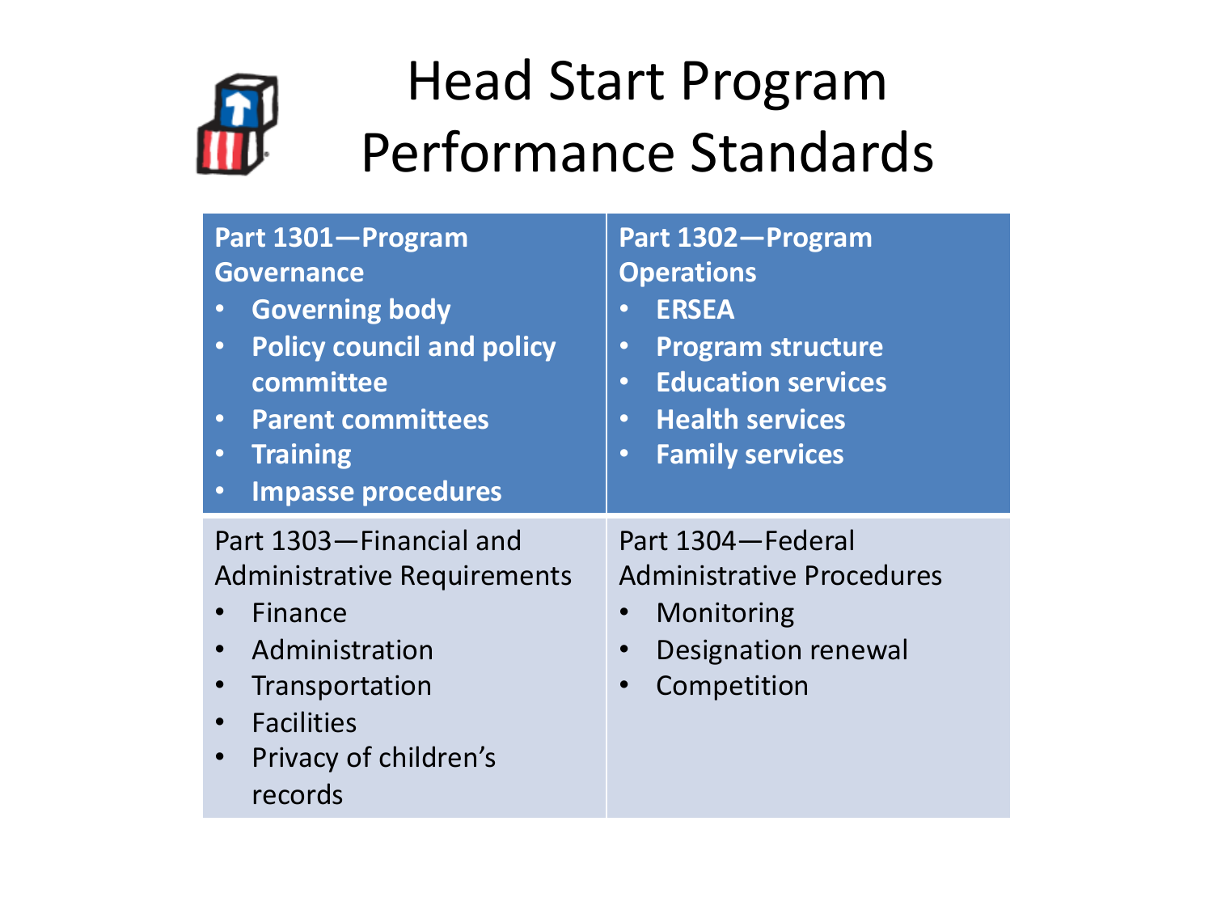# Head Start Program Performance Standards

| Part 1301—Program Governance | Part 1302—Program Operations |
| --- | --- |
| • Governing body<br>• Policy council and policy committee<br>• Parent committees<br>• Training<br>• Impasse procedures | • ERSEA<br>• Program structure<br>• Education services<br>• Health services<br>• Family services |
| **Part 1303—Financial and Administrative Requirements** | **Part 1304—Federal Administrative Procedures** |
| • Finance<br>• Administration<br>• Transportation<br>• Facilities<br>• Privacy of children's records | • Monitoring<br>• Designation renewal<br>• Competition |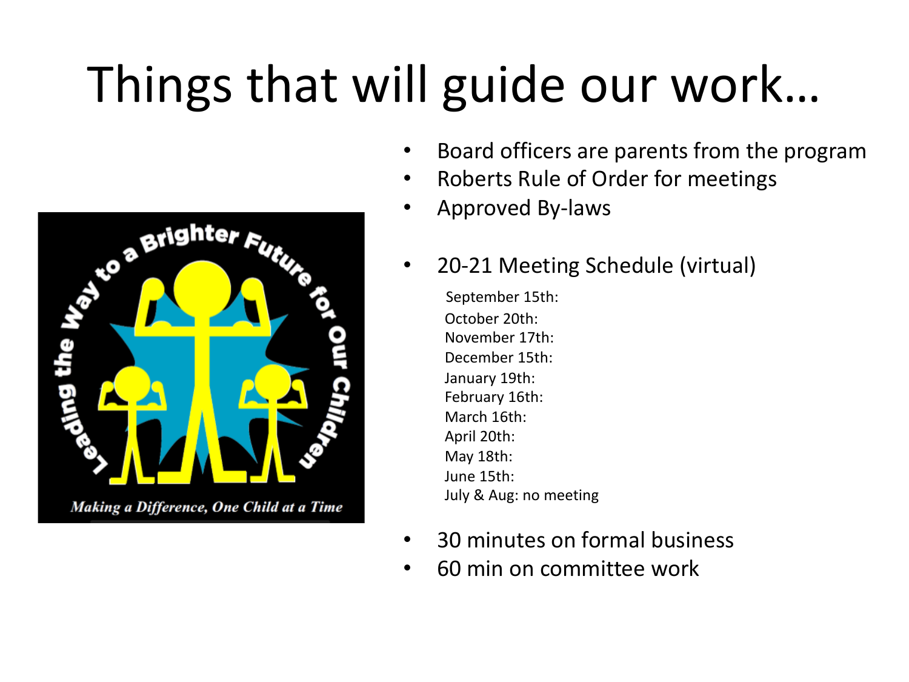# Things that will guide our work…

- Board officers are parents from the program
- Roberts Rule of Order for meetings
- Approved By-laws

- 20-21 Meeting Schedule (virtual)

  September 15th:
  October 20th:
  November 17th:
  December 15th:
  January 19th:
  February 16th:
  March 16th:
  April 20th:
  May 18th:
  June 15th:
  July & Aug: no meeting

- 30 minutes on formal business
- 60 min on committee work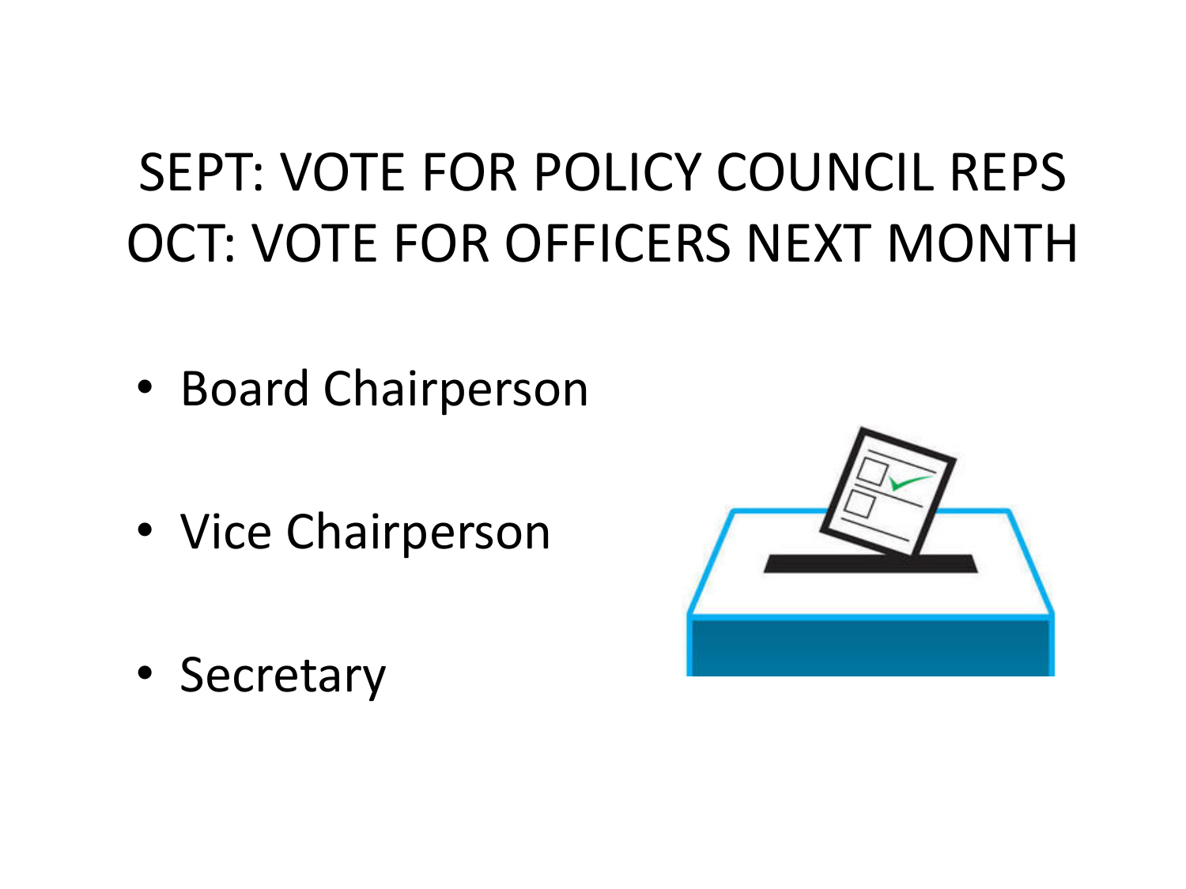# SEPT: VOTE FOR POLICY COUNCIL REPS
# OCT: VOTE FOR OFFICERS NEXT MONTH

- Board Chairperson
- Vice Chairperson
- Secretary